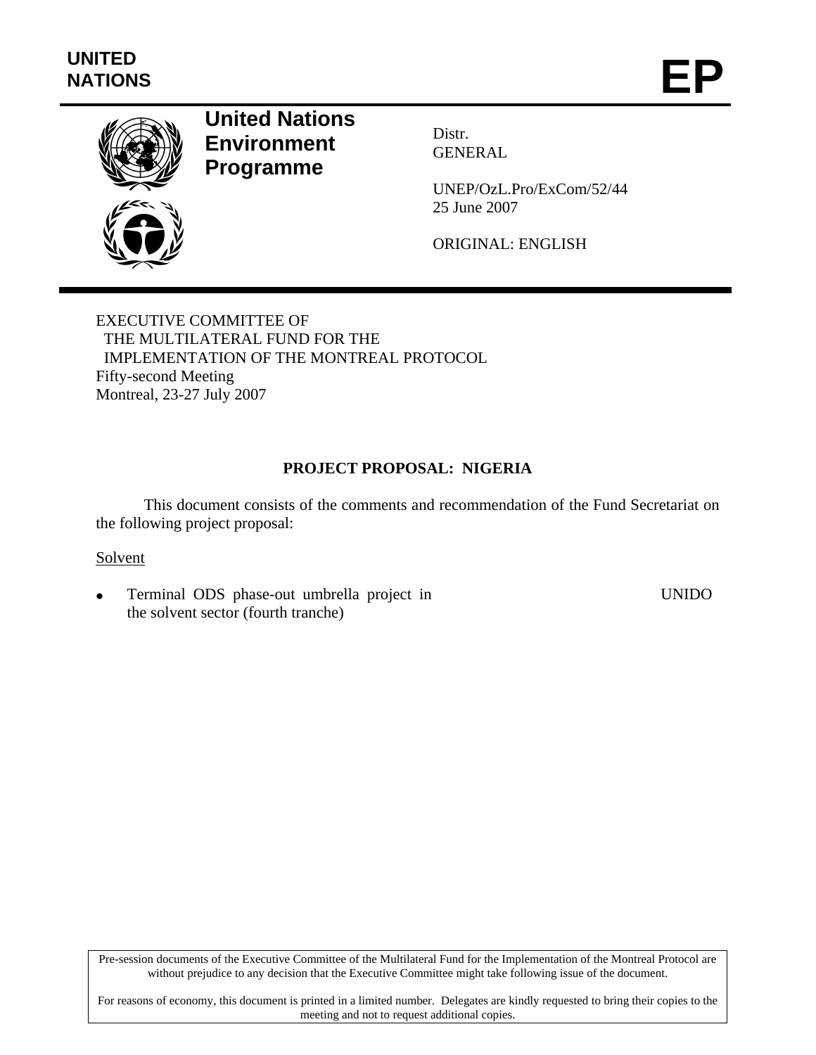UNITED NATIONS

# EP

**United Nations Environment Programme**

Distr.
GENERAL

UNEP/OzL.Pro/ExCom/52/44
25 June 2007

ORIGINAL: ENGLISH

EXECUTIVE COMMITTEE OF
THE MULTILATERAL FUND FOR THE
IMPLEMENTATION OF THE MONTREAL PROTOCOL
Fifty-second Meeting
Montreal, 23-27 July 2007

## PROJECT PROPOSAL: NIGERIA

This document consists of the comments and recommendation of the Fund Secretariat on the following project proposal:

Solvent

- Terminal ODS phase-out umbrella project in the solvent sector (fourth tranche) — UNIDO

Pre-session documents of the Executive Committee of the Multilateral Fund for the Implementation of the Montreal Protocol are without prejudice to any decision that the Executive Committee might take following issue of the document.

For reasons of economy, this document is printed in a limited number. Delegates are kindly requested to bring their copies to the meeting and not to request additional copies.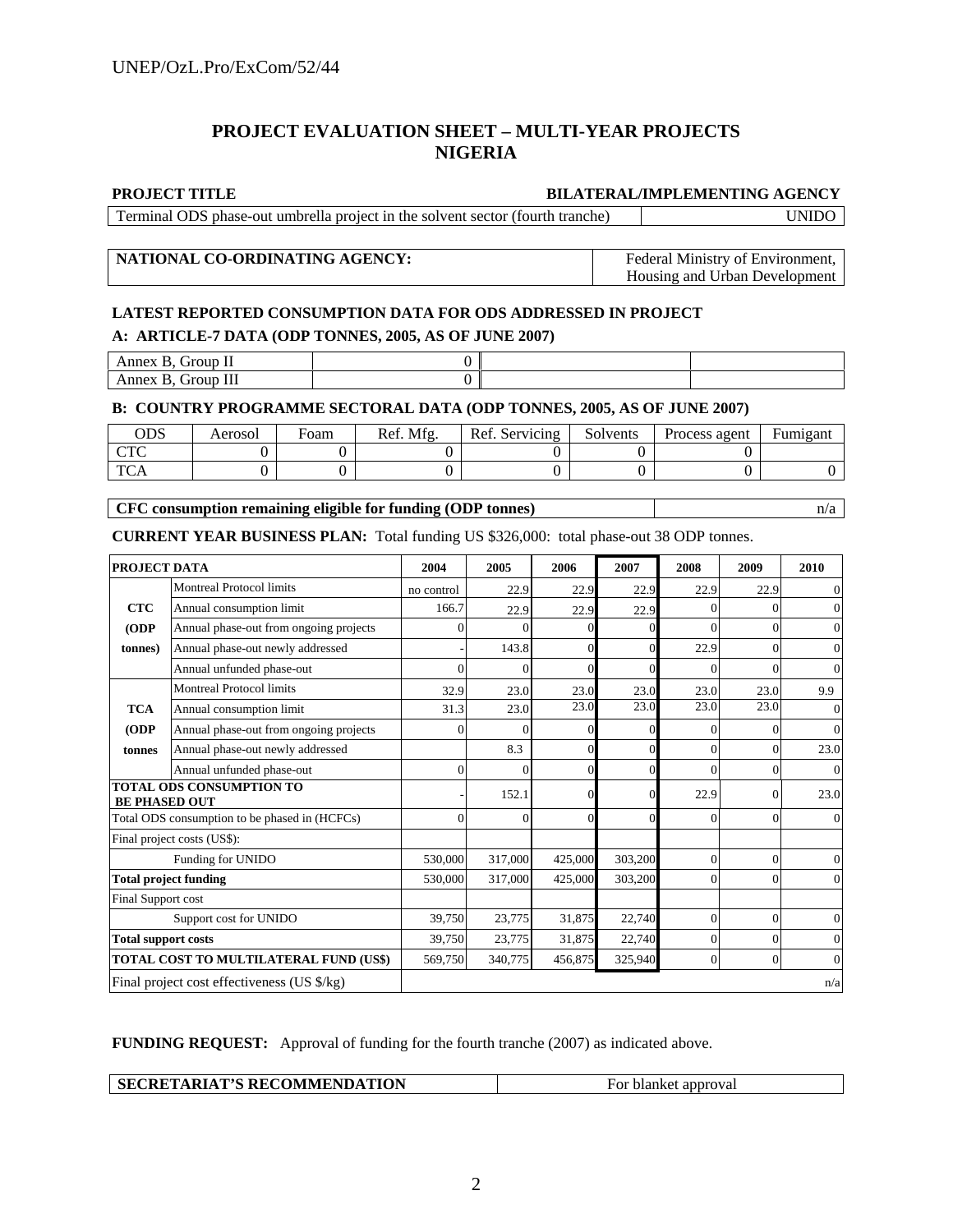UNEP/OzL.Pro/ExCom/52/44

# PROJECT EVALUATION SHEET – MULTI-YEAR PROJECTS NIGERIA

| PROJECT TITLE | BILATERAL/IMPLEMENTING AGENCY |
|---|---|
| Terminal ODS phase-out umbrella project in the solvent sector (fourth tranche) | UNIDO |

| | |
|---|---|
| **NATIONAL CO-ORDINATING AGENCY:** | Federal Ministry of Environment, Housing and Urban Development |

**LATEST REPORTED CONSUMPTION DATA FOR ODS ADDRESSED IN PROJECT**

**A: ARTICLE-7 DATA (ODP TONNES, 2005, AS OF JUNE 2007)**

| | | | |
|---|---|---|---|
| Annex B, Group II | 0 | | |
| Annex B, Group III | 0 | | |

**B: COUNTRY PROGRAMME SECTORAL DATA (ODP TONNES, 2005, AS OF JUNE 2007)**

| ODS | Aerosol | Foam | Ref. Mfg. | Ref. Servicing | Solvents | Process agent | Fumigant |
|---|---|---|---|---|---|---|---|
| CTC | 0 | 0 | 0 | 0 | 0 | 0 | |
| TCA | 0 | 0 | 0 | 0 | 0 | 0 | 0 |

| | |
|---|---|
| **CFC consumption remaining eligible for funding (ODP tonnes)** | n/a |

**CURRENT YEAR BUSINESS PLAN:** Total funding US $326,000: total phase-out 38 ODP tonnes.

| PROJECT DATA | | 2004 | 2005 | 2006 | 2007 | 2008 | 2009 | 2010 |
|---|---|---|---|---|---|---|---|---|
| **CTC (ODP tonnes)** | Montreal Protocol limits | no control | 22.9 | 22.9 | 22.9 | 22.9 | 22.9 | 0 |
| | Annual consumption limit | 166.7 | 22.9 | 22.9 | 22.9 | 0 | 0 | 0 |
| | Annual phase-out from ongoing projects | 0 | 0 | 0 | 0 | 0 | 0 | 0 |
| | Annual phase-out newly addressed | - | 143.8 | 0 | 0 | 22.9 | 0 | 0 |
| | Annual unfunded phase-out | 0 | 0 | 0 | 0 | 0 | 0 | 0 |
| **TCA (ODP tonnes** | Montreal Protocol limits | 32.9 | 23.0 | 23.0 | 23.0 | 23.0 | 23.0 | 9.9 |
| | Annual consumption limit | 31.3 | 23.0 | 23.0 | 23.0 | 23.0 | 23.0 | 0 |
| | Annual phase-out from ongoing projects | 0 | 0 | 0 | 0 | 0 | 0 | 0 |
| | Annual phase-out newly addressed | | 8.3 | 0 | 0 | 0 | 0 | 23.0 |
| | Annual unfunded phase-out | 0 | 0 | 0 | 0 | 0 | 0 | 0 |
| **TOTAL ODS CONSUMPTION TO BE PHASED OUT** | | - | 152.1 | 0 | 0 | 22.9 | 0 | 23.0 |
| Total ODS consumption to be phased in (HCFCs) | | 0 | 0 | 0 | 0 | 0 | 0 | 0 |
| Final project costs (US$): | | | | | | | | |
| | Funding for UNIDO | 530,000 | 317,000 | 425,000 | 303,200 | 0 | 0 | 0 |
| **Total project funding** | | 530,000 | 317,000 | 425,000 | 303,200 | 0 | 0 | 0 |
| Final Support cost | | | | | | | | |
| | Support cost for UNIDO | 39,750 | 23,775 | 31,875 | 22,740 | 0 | 0 | 0 |
| **Total support costs** | | 39,750 | 23,775 | 31,875 | 22,740 | 0 | 0 | 0 |
| **TOTAL COST TO MULTILATERAL FUND (US$)** | | 569,750 | 340,775 | 456,875 | 325,940 | 0 | 0 | 0 |
| Final project cost effectiveness (US $/kg) | | | | | | | | n/a |

**FUNDING REQUEST:** Approval of funding for the fourth tranche (2007) as indicated above.

| | |
|---|---|
| **SECRETARIAT'S RECOMMENDATION** | For blanket approval |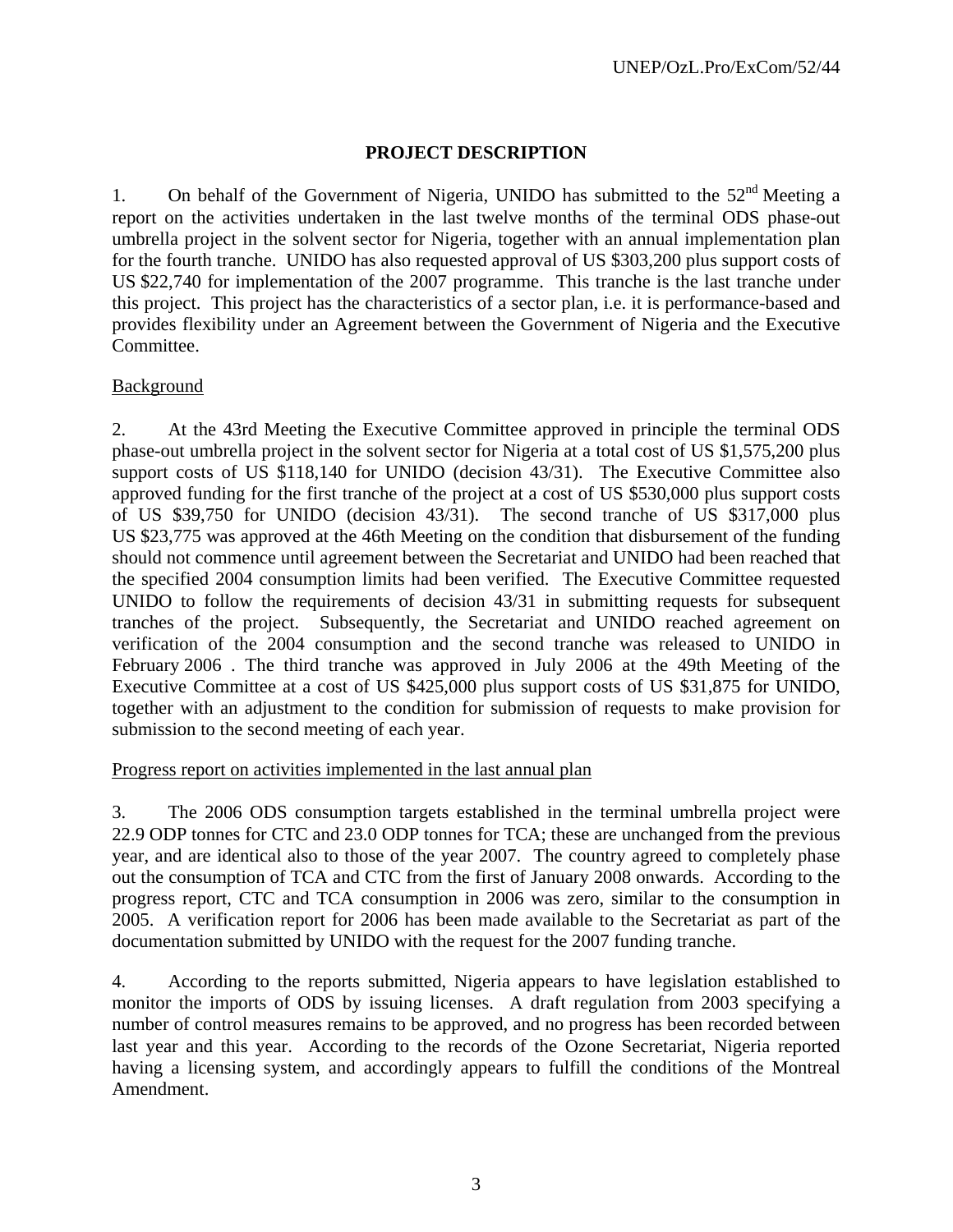## PROJECT DESCRIPTION

1. On behalf of the Government of Nigeria, UNIDO has submitted to the 52nd Meeting a report on the activities undertaken in the last twelve months of the terminal ODS phase-out umbrella project in the solvent sector for Nigeria, together with an annual implementation plan for the fourth tranche. UNIDO has also requested approval of US $303,200 plus support costs of US $22,740 for implementation of the 2007 programme. This tranche is the last tranche under this project. This project has the characteristics of a sector plan, i.e. it is performance-based and provides flexibility under an Agreement between the Government of Nigeria and the Executive Committee.

<u>Background</u>

2. At the 43rd Meeting the Executive Committee approved in principle the terminal ODS phase-out umbrella project in the solvent sector for Nigeria at a total cost of US $1,575,200 plus support costs of US $118,140 for UNIDO (decision 43/31). The Executive Committee also approved funding for the first tranche of the project at a cost of US $530,000 plus support costs of US $39,750 for UNIDO (decision 43/31). The second tranche of US $317,000 plus US $23,775 was approved at the 46th Meeting on the condition that disbursement of the funding should not commence until agreement between the Secretariat and UNIDO had been reached that the specified 2004 consumption limits had been verified. The Executive Committee requested UNIDO to follow the requirements of decision 43/31 in submitting requests for subsequent tranches of the project. Subsequently, the Secretariat and UNIDO reached agreement on verification of the 2004 consumption and the second tranche was released to UNIDO in February 2006 . The third tranche was approved in July 2006 at the 49th Meeting of the Executive Committee at a cost of US $425,000 plus support costs of US $31,875 for UNIDO, together with an adjustment to the condition for submission of requests to make provision for submission to the second meeting of each year.

<u>Progress report on activities implemented in the last annual plan</u>

3. The 2006 ODS consumption targets established in the terminal umbrella project were 22.9 ODP tonnes for CTC and 23.0 ODP tonnes for TCA; these are unchanged from the previous year, and are identical also to those of the year 2007. The country agreed to completely phase out the consumption of TCA and CTC from the first of January 2008 onwards. According to the progress report, CTC and TCA consumption in 2006 was zero, similar to the consumption in 2005. A verification report for 2006 has been made available to the Secretariat as part of the documentation submitted by UNIDO with the request for the 2007 funding tranche.

4. According to the reports submitted, Nigeria appears to have legislation established to monitor the imports of ODS by issuing licenses. A draft regulation from 2003 specifying a number of control measures remains to be approved, and no progress has been recorded between last year and this year. According to the records of the Ozone Secretariat, Nigeria reported having a licensing system, and accordingly appears to fulfill the conditions of the Montreal Amendment.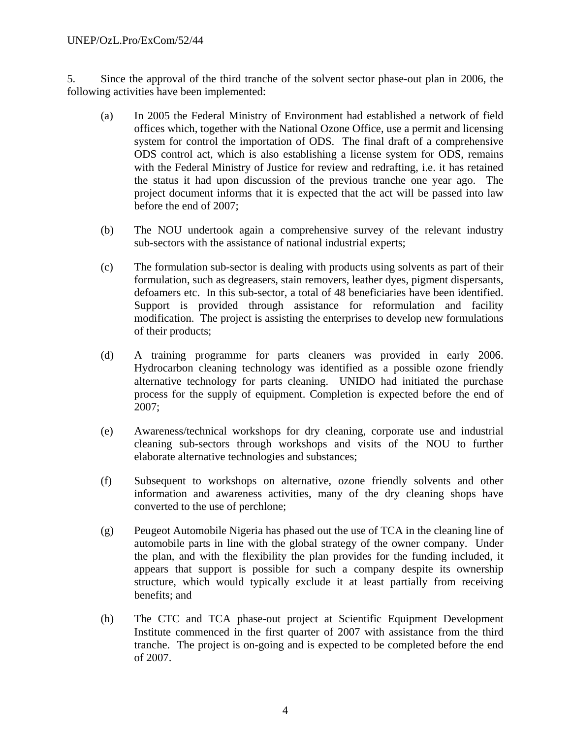5. Since the approval of the third tranche of the solvent sector phase-out plan in 2006, the following activities have been implemented:

(a) In 2005 the Federal Ministry of Environment had established a network of field offices which, together with the National Ozone Office, use a permit and licensing system for control the importation of ODS. The final draft of a comprehensive ODS control act, which is also establishing a license system for ODS, remains with the Federal Ministry of Justice for review and redrafting, i.e. it has retained the status it had upon discussion of the previous tranche one year ago. The project document informs that it is expected that the act will be passed into law before the end of 2007;

(b) The NOU undertook again a comprehensive survey of the relevant industry sub-sectors with the assistance of national industrial experts;

(c) The formulation sub-sector is dealing with products using solvents as part of their formulation, such as degreasers, stain removers, leather dyes, pigment dispersants, defoamers etc. In this sub-sector, a total of 48 beneficiaries have been identified. Support is provided through assistance for reformulation and facility modification. The project is assisting the enterprises to develop new formulations of their products;

(d) A training programme for parts cleaners was provided in early 2006. Hydrocarbon cleaning technology was identified as a possible ozone friendly alternative technology for parts cleaning. UNIDO had initiated the purchase process for the supply of equipment. Completion is expected before the end of 2007;

(e) Awareness/technical workshops for dry cleaning, corporate use and industrial cleaning sub-sectors through workshops and visits of the NOU to further elaborate alternative technologies and substances;

(f) Subsequent to workshops on alternative, ozone friendly solvents and other information and awareness activities, many of the dry cleaning shops have converted to the use of perchlone;

(g) Peugeot Automobile Nigeria has phased out the use of TCA in the cleaning line of automobile parts in line with the global strategy of the owner company. Under the plan, and with the flexibility the plan provides for the funding included, it appears that support is possible for such a company despite its ownership structure, which would typically exclude it at least partially from receiving benefits; and

(h) The CTC and TCA phase-out project at Scientific Equipment Development Institute commenced in the first quarter of 2007 with assistance from the third tranche. The project is on-going and is expected to be completed before the end of 2007.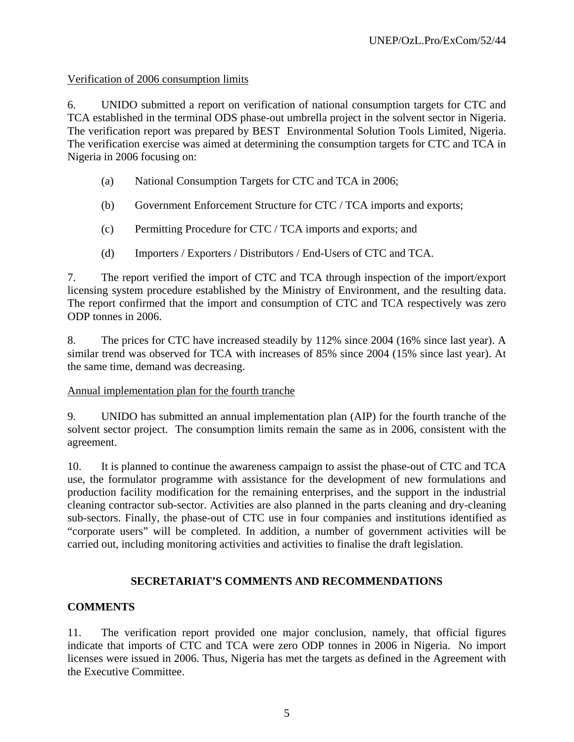Verification of 2006 consumption limits

6. UNIDO submitted a report on verification of national consumption targets for CTC and TCA established in the terminal ODS phase-out umbrella project in the solvent sector in Nigeria. The verification report was prepared by BEST Environmental Solution Tools Limited, Nigeria. The verification exercise was aimed at determining the consumption targets for CTC and TCA in Nigeria in 2006 focusing on:

(a) National Consumption Targets for CTC and TCA in 2006;

(b) Government Enforcement Structure for CTC / TCA imports and exports;

(c) Permitting Procedure for CTC / TCA imports and exports; and

(d) Importers / Exporters / Distributors / End-Users of CTC and TCA.

7. The report verified the import of CTC and TCA through inspection of the import/export licensing system procedure established by the Ministry of Environment, and the resulting data. The report confirmed that the import and consumption of CTC and TCA respectively was zero ODP tonnes in 2006.

8. The prices for CTC have increased steadily by 112% since 2004 (16% since last year). A similar trend was observed for TCA with increases of 85% since 2004 (15% since last year). At the same time, demand was decreasing.

Annual implementation plan for the fourth tranche

9. UNIDO has submitted an annual implementation plan (AIP) for the fourth tranche of the solvent sector project. The consumption limits remain the same as in 2006, consistent with the agreement.

10. It is planned to continue the awareness campaign to assist the phase-out of CTC and TCA use, the formulator programme with assistance for the development of new formulations and production facility modification for the remaining enterprises, and the support in the industrial cleaning contractor sub-sector. Activities are also planned in the parts cleaning and dry-cleaning sub-sectors. Finally, the phase-out of CTC use in four companies and institutions identified as "corporate users" will be completed. In addition, a number of government activities will be carried out, including monitoring activities and activities to finalise the draft legislation.

## SECRETARIAT'S COMMENTS AND RECOMMENDATIONS

### COMMENTS

11. The verification report provided one major conclusion, namely, that official figures indicate that imports of CTC and TCA were zero ODP tonnes in 2006 in Nigeria. No import licenses were issued in 2006. Thus, Nigeria has met the targets as defined in the Agreement with the Executive Committee.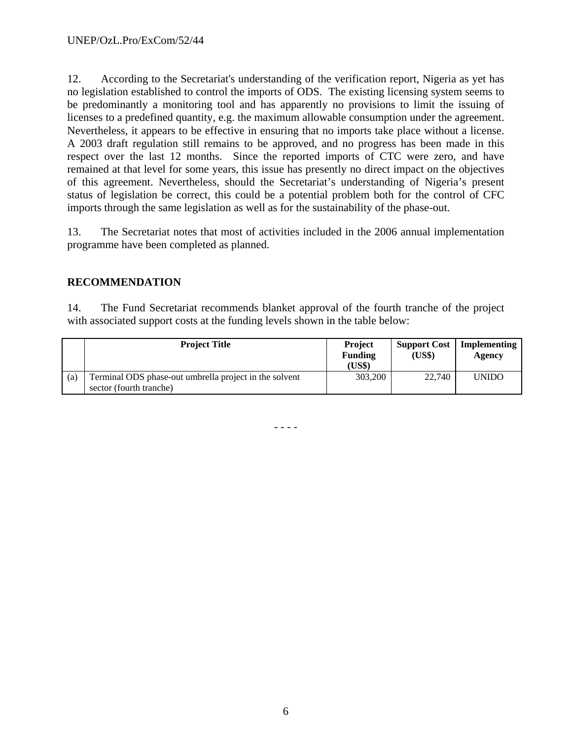12. According to the Secretariat's understanding of the verification report, Nigeria as yet has no legislation established to control the imports of ODS. The existing licensing system seems to be predominantly a monitoring tool and has apparently no provisions to limit the issuing of licenses to a predefined quantity, e.g. the maximum allowable consumption under the agreement. Nevertheless, it appears to be effective in ensuring that no imports take place without a license. A 2003 draft regulation still remains to be approved, and no progress has been made in this respect over the last 12 months. Since the reported imports of CTC were zero, and have remained at that level for some years, this issue has presently no direct impact on the objectives of this agreement. Nevertheless, should the Secretariat's understanding of Nigeria's present status of legislation be correct, this could be a potential problem both for the control of CFC imports through the same legislation as well as for the sustainability of the phase-out.

13. The Secretariat notes that most of activities included in the 2006 annual implementation programme have been completed as planned.

## RECOMMENDATION

14. The Fund Secretariat recommends blanket approval of the fourth tranche of the project with associated support costs at the funding levels shown in the table below:

| | Project Title | Project Funding (US$) | Support Cost (US$) | Implementing Agency |
|---|---|---|---|---|
| (a) | Terminal ODS phase-out umbrella project in the solvent sector (fourth tranche) | 303,200 | 22,740 | UNIDO |

- - - -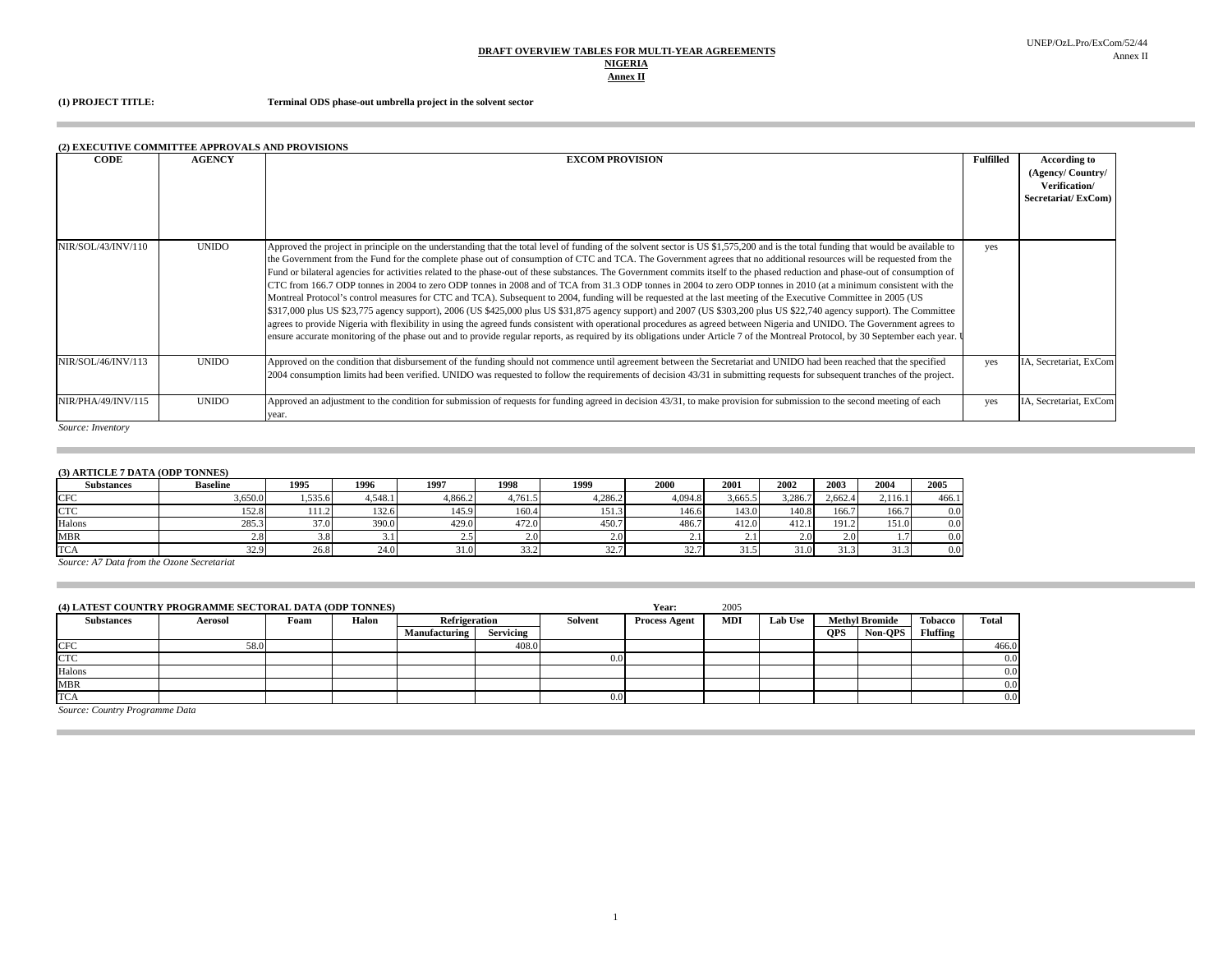**DRAFT OVERVIEW TABLES FOR MULTI-YEAR AGREEMENTS**
**NIGERIA**
**Annex II**

**(1) PROJECT TITLE:** **Terminal ODS phase-out umbrella project in the solvent sector**

**(2) EXECUTIVE COMMITTEE APPROVALS AND PROVISIONS**

| CODE | AGENCY | EXCOM PROVISION | Fulfilled | According to (Agency/ Country/ Verification/ Secretariat/ ExCom) |
|---|---|---|---|---|
| NIR/SOL/43/INV/110 | UNIDO | Approved the project in principle on the understanding that the total level of funding of the solvent sector is US $1,575,200 and is the total funding that would be available to the Government from the Fund for the complete phase out of consumption of CTC and TCA. The Government agrees that no additional resources will be requested from the Fund or bilateral agencies for activities related to the phase-out of these substances. The Government commits itself to the phased reduction and phase-out of consumption of CTC from 166.7 ODP tonnes in 2004 to zero ODP tonnes in 2008 and of TCA from 31.3 ODP tonnes in 2004 to zero ODP tonnes in 2010 (at a minimum consistent with the Montreal Protocol's control measures for CTC and TCA). Subsequent to 2004, funding will be requested at the last meeting of the Executive Committee in 2005 (US $317,000 plus US $23,775 agency support), 2006 (US $425,000 plus US $31,875 agency support) and 2007 (US $303,200 plus US $22,740 agency support). The Committee agrees to provide Nigeria with flexibility in using the agreed funds consistent with operational procedures as agreed between Nigeria and UNIDO. The Government agrees to ensure accurate monitoring of the phase out and to provide regular reports, as required by its obligations under Article 7 of the Montreal Protocol, by 30 September each year. U | yes | |
| NIR/SOL/46/INV/113 | UNIDO | Approved on the condition that disbursement of the funding should not commence until agreement between the Secretariat and UNIDO had been reached that the specified 2004 consumption limits had been verified. UNIDO was requested to follow the requirements of decision 43/31 in submitting requests for subsequent tranches of the project. | yes | IA, Secretariat, ExCom |
| NIR/PHA/49/INV/115 | UNIDO | Approved an adjustment to the condition for submission of requests for funding agreed in decision 43/31, to make provision for submission to the second meeting of each year. | yes | IA, Secretariat, ExCom |

*Source: Inventory*

**(3) ARTICLE 7 DATA (ODP TONNES)**

| Substances | Baseline | 1995 | 1996 | 1997 | 1998 | 1999 | 2000 | 2001 | 2002 | 2003 | 2004 | 2005 |
|---|---|---|---|---|---|---|---|---|---|---|---|---|
| CFC | 3,650.0 | 1,535.6 | 4,548.1 | 4,866.2 | 4,761.5 | 4,286.2 | 4,094.8 | 3,665.5 | 3,286.7 | 2,662.4 | 2,116.1 | 466.1 |
| CTC | 152.8 | 111.2 | 132.6 | 145.9 | 160.4 | 151.3 | 146.6 | 143.0 | 140.8 | 166.7 | 166.7 | 0.0 |
| Halons | 285.3 | 37.0 | 390.0 | 429.0 | 472.0 | 450.7 | 486.7 | 412.0 | 412.1 | 191.2 | 151.0 | 0.0 |
| MBR | 2.8 | 3.8 | 3.1 | 2.5 | 2.0 | 2.0 | 2.1 | 2.1 | 2.0 | 2.0 | 1.7 | 0.0 |
| TCA | 32.9 | 26.8 | 24.0 | 31.0 | 33.2 | 32.7 | 32.7 | 31.5 | 31.0 | 31.3 | 31.3 | 0.0 |

*Source: A7 Data from the Ozone Secretariat*

**(4) LATEST COUNTRY PROGRAMME SECTORAL DATA (ODP TONNES)** **Year:** 2005

| Substances | Aerosol | Foam | Halon | Refrigeration | | Solvent | Process Agent | MDI | Lab Use | Methyl Bromide | | Tobacco Fluffing | Total |
|---|---|---|---|---|---|---|---|---|---|---|---|---|---|
| | | | | Manufacturing | Servicing | | | | | QPS | Non-QPS | | |
| CFC | 58.0 | | | | 408.0 | | | | | | | | 466.0 |
| CTC | | | | | | 0.0 | | | | | | | 0.0 |
| Halons | | | | | | | | | | | | | 0.0 |
| MBR | | | | | | | | | | | | | 0.0 |
| TCA | | | | | | 0.0 | | | | | | | 0.0 |

*Source: Country Programme Data*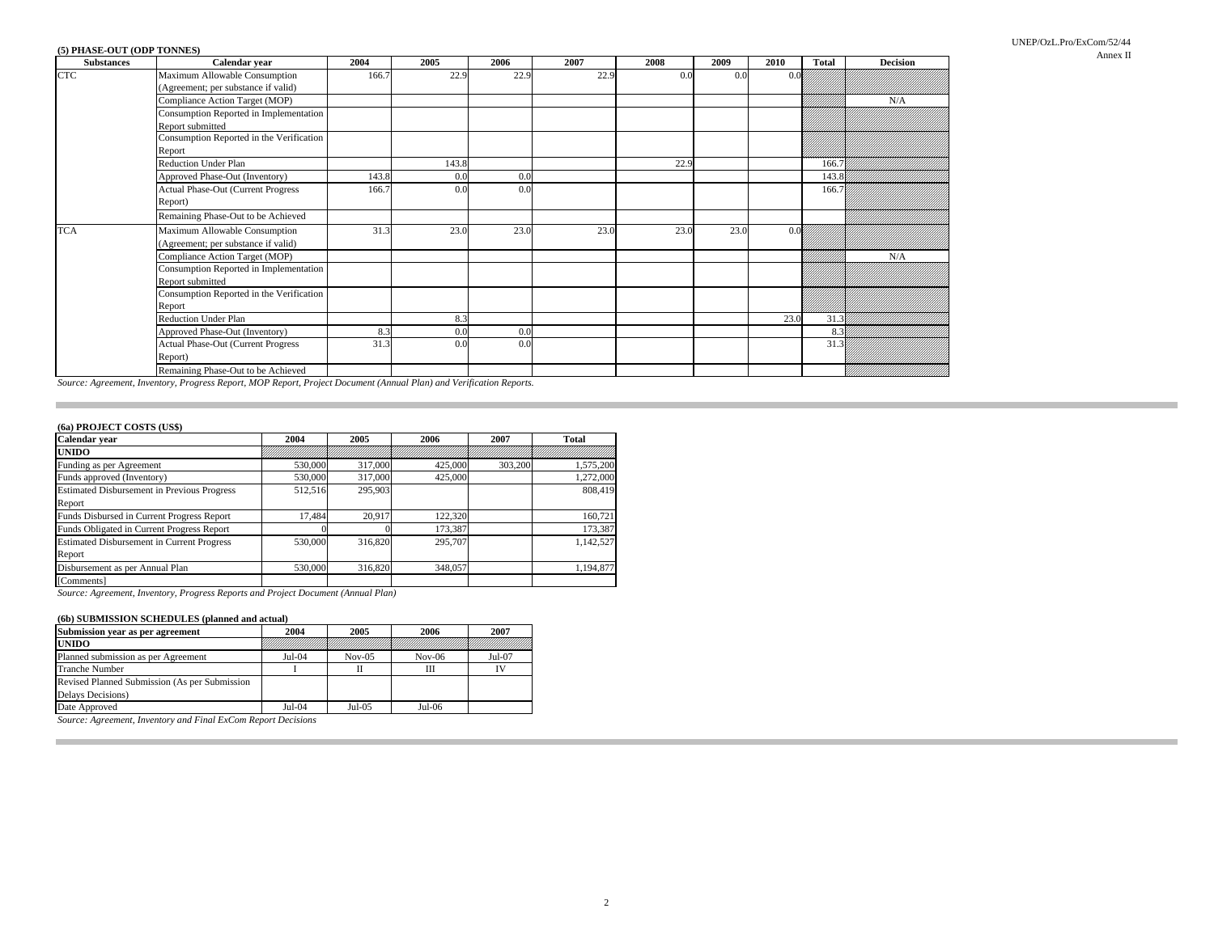**(5) PHASE-OUT (ODP TONNES)**

| Substances | Calendar year | 2004 | 2005 | 2006 | 2007 | 2008 | 2009 | 2010 | Total | Decision |
|---|---|---|---|---|---|---|---|---|---|---|
| CTC | Maximum Allowable Consumption (Agreement; per substance if valid) | 166.7 | 22.9 | 22.9 | 22.9 | 0.0 | 0.0 | 0.0 | | |
| | Compliance Action Target (MOP) | | | | | | | | | N/A |
| | Consumption Reported in Implementation Report submitted | | | | | | | | | |
| | Consumption Reported in the Verification Report | | | | | | | | | |
| | Reduction Under Plan | | 143.8 | | | 22.9 | | | 166.7 | |
| | Approved Phase-Out (Inventory) | 143.8 | 0.0 | 0.0 | | | | | 143.8 | |
| | Actual Phase-Out (Current Progress Report) | 166.7 | 0.0 | 0.0 | | | | | 166.7 | |
| | Remaining Phase-Out to be Achieved | | | | | | | | | |
| TCA | Maximum Allowable Consumption (Agreement; per substance if valid) | 31.3 | 23.0 | 23.0 | 23.0 | 23.0 | 23.0 | 0.0 | | |
| | Compliance Action Target (MOP) | | | | | | | | | N/A |
| | Consumption Reported in Implementation Report submitted | | | | | | | | | |
| | Consumption Reported in the Verification Report | | | | | | | | | |
| | Reduction Under Plan | | 8.3 | | | | | 23.0 | 31.3 | |
| | Approved Phase-Out (Inventory) | 8.3 | 0.0 | 0.0 | | | | | 8.3 | |
| | Actual Phase-Out (Current Progress Report) | 31.3 | 0.0 | 0.0 | | | | | 31.3 | |
| | Remaining Phase-Out to be Achieved | | | | | | | | | |

*Source: Agreement, Inventory, Progress Report, MOP Report, Project Document (Annual Plan) and Verification Reports.*

**(6a) PROJECT COSTS (US$)**

| Calendar year | 2004 | 2005 | 2006 | 2007 | Total |
|---|---|---|---|---|---|
| **UNIDO** | | | | | |
| Funding as per Agreement | 530,000 | 317,000 | 425,000 | 303,200 | 1,575,200 |
| Funds approved (Inventory) | 530,000 | 317,000 | 425,000 | | 1,272,000 |
| Estimated Disbursement in Previous Progress Report | 512,516 | 295,903 | | | 808,419 |
| Funds Disbursed in Current Progress Report | 17,484 | 20,917 | 122,320 | | 160,721 |
| Funds Obligated in Current Progress Report | 0 | 0 | 173,387 | | 173,387 |
| Estimated Disbursement in Current Progress Report | 530,000 | 316,820 | 295,707 | | 1,142,527 |
| Disbursement as per Annual Plan | 530,000 | 316,820 | 348,057 | | 1,194,877 |
| [Comments] | | | | | |

*Source: Agreement, Inventory, Progress Reports and Project Document (Annual Plan)*

**(6b) SUBMISSION SCHEDULES (planned and actual)**

| Submission year as per agreement | 2004 | 2005 | 2006 | 2007 |
|---|---|---|---|---|
| **UNIDO** | | | | |
| Planned submission as per Agreement | Jul-04 | Nov-05 | Nov-06 | Jul-07 |
| Tranche Number | I | II | III | IV |
| Revised Planned Submission (As per Submission Delays Decisions) | | | | |
| Date Approved | Jul-04 | Jul-05 | Jul-06 | |

*Source: Agreement, Inventory and Final ExCom Report Decisions*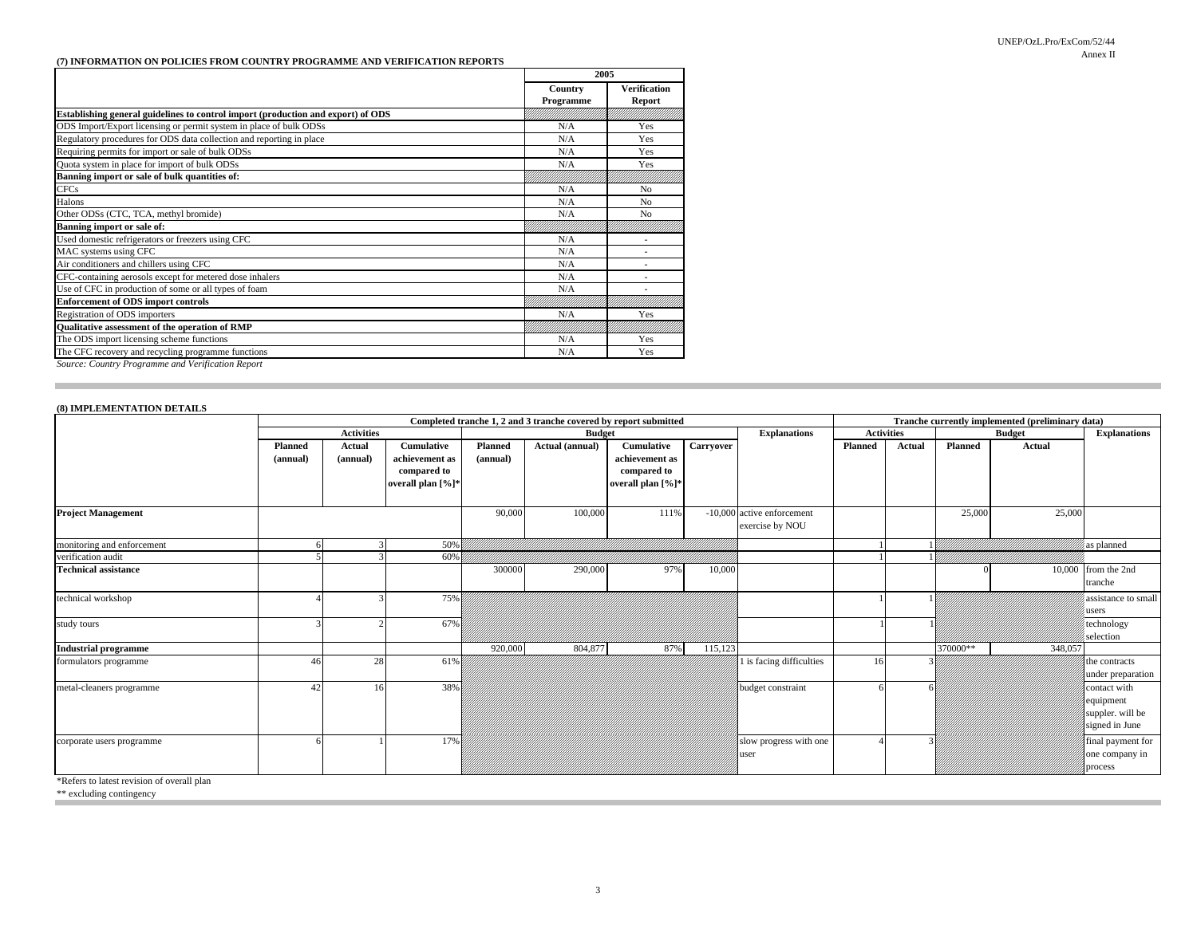**(7) INFORMATION ON POLICIES FROM COUNTRY PROGRAMME AND VERIFICATION REPORTS**

| | 2005 | |
|---|---|---|
| | Country Programme | Verification Report |
| **Establishing general guidelines to control import (production and export) of ODS** | | |
| ODS Import/Export licensing or permit system in place of bulk ODSs | N/A | Yes |
| Regulatory procedures for ODS data collection and reporting in place | N/A | Yes |
| Requiring permits for import or sale of bulk ODSs | N/A | Yes |
| Quota system in place for import of bulk ODSs | N/A | Yes |
| **Banning import or sale of bulk quantities of:** | | |
| CFCs | N/A | No |
| Halons | N/A | No |
| Other ODSs (CTC, TCA, methyl bromide) | N/A | No |
| **Banning import or sale of:** | | |
| Used domestic refrigerators or freezers using CFC | N/A | - |
| MAC systems using CFC | N/A | - |
| Air conditioners and chillers using CFC | N/A | - |
| CFC-containing aerosols except for metered dose inhalers | N/A | - |
| Use of CFC in production of some or all types of foam | N/A | - |
| **Enforcement of ODS import controls** | | |
| Registration of ODS importers | N/A | Yes |
| **Qualitative assessment of the operation of RMP** | | |
| The ODS import licensing scheme functions | N/A | Yes |
| The CFC recovery and recycling programme functions | N/A | Yes |

*Source: Country Programme and Verification Report*

**(8) IMPLEMENTATION DETAILS**

| | Completed tranche 1, 2 and 3 tranche covered by report submitted | | | | | | | | Tranche currently implemented (preliminary data) | | | | |
|---|---|---|---|---|---|---|---|---|---|---|---|---|---|
| | Activities | | | Budget | | | | Explanations | Activities | | Budget | | Explanations |
| | Planned (annual) | Actual (annual) | Cumulative achievement as compared to overall plan [%]* | Planned (annual) | Actual (annual) | Cumulative achievement as compared to overall plan [%]* | Carryover | | Planned | Actual | Planned | Actual | |
| **Project Management** | | | | 90,000 | 100,000 | 111% | -10,000 | active enforcement exercise by NOU | | | 25,000 | 25,000 | |
| monitoring and enforcement | 6 | 3 | 50% | | | | | | 1 | 1 | | | as planned |
| verification audit | 5 | 3 | 60% | | | | | | 1 | 1 | | | |
| **Technical assistance** | | | | 300000 | 290,000 | 97% | 10,000 | | | | 0 | 10,000 | from the 2nd tranche |
| technical workshop | 4 | 3 | 75% | | | | | | 1 | 1 | | | assistance to small users |
| study tours | 3 | 2 | 67% | | | | | | 1 | 1 | | | technology selection |
| **Industrial programme** | | | | 920,000 | 804,877 | 87% | 115,123 | | | | 370000** | 348,057 | |
| formulators programme | 46 | 28 | 61% | | | | | 1 is facing difficulties | 16 | 3 | | | the contracts under preparation |
| metal-cleaners programme | 42 | 16 | 38% | | | | | budget constraint | 6 | 6 | | | contact with equipment suppler. will be signed in June |
| corporate users programme | 6 | 1 | 17% | | | | | slow progress with one user | 4 | 3 | | | final payment for one company in process |

*Refers to latest revision of overall plan

** excluding contingency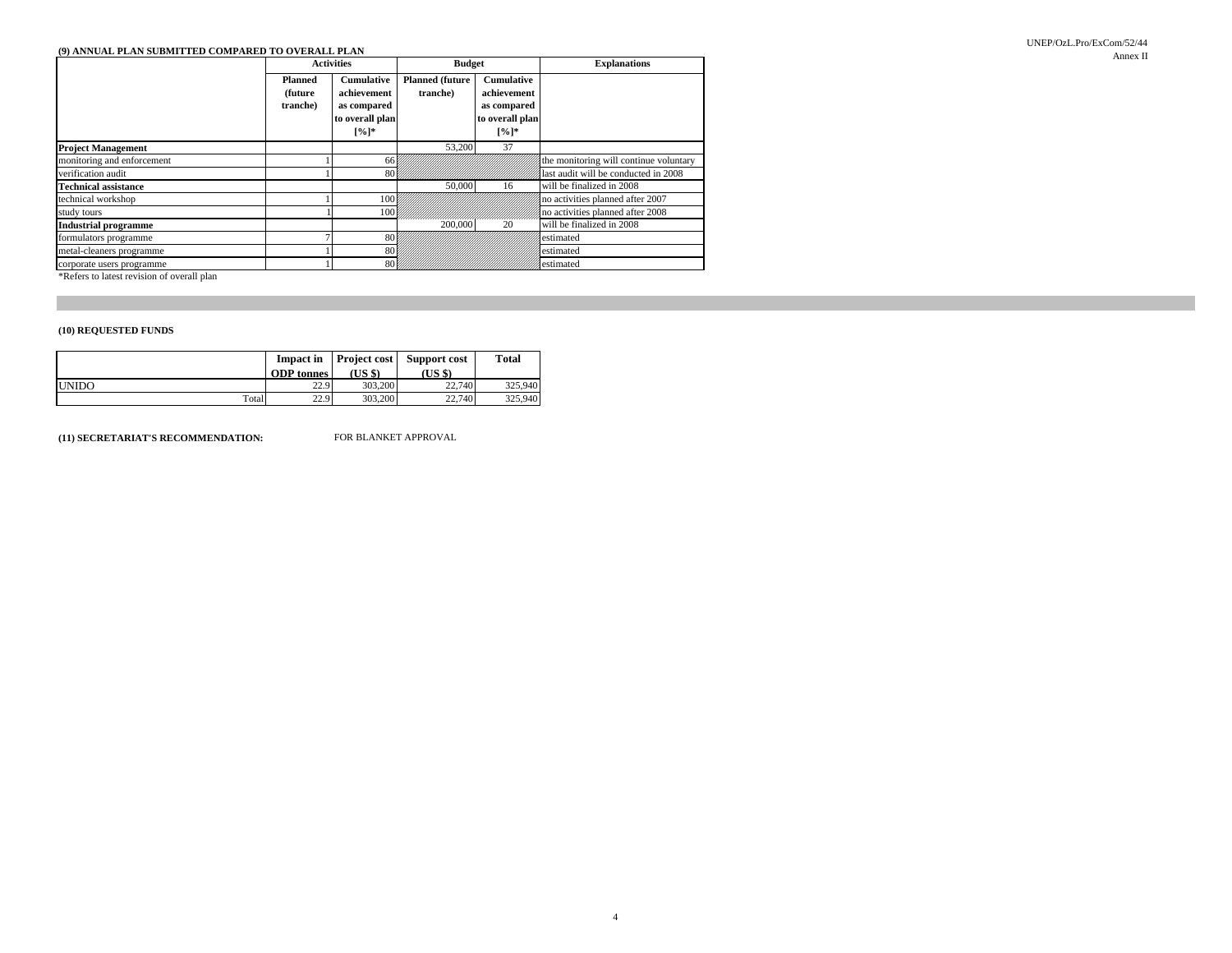**(9) ANNUAL PLAN SUBMITTED COMPARED TO OVERALL PLAN**

| | Activities | | Budget | | Explanations |
|---|---|---|---|---|---|
| | Planned (future tranche) | Cumulative achievement as compared to overall plan [%]* | Planned (future tranche) | Cumulative achievement as compared to overall plan [%]* | |
| **Project Management** | | | 53,200 | 37 | |
| monitoring and enforcement | 1 | 66 | | | the monitoring will continue voluntary |
| verification audit | 1 | 80 | | | last audit will be conducted in 2008 |
| **Technical assistance** | | | 50,000 | 16 | will be finalized in 2008 |
| technical workshop | 1 | 100 | | | no activities planned after 2007 |
| study tours | 1 | 100 | | | no activities planned after 2008 |
| **Industrial programme** | | | 200,000 | 20 | will be finalized in 2008 |
| formulators programme | 7 | 80 | | | estimated |
| metal-cleaners programme | 1 | 80 | | | estimated |
| corporate users programme | 1 | 80 | | | estimated |

*Refers to latest revision of overall plan

**(10) REQUESTED FUNDS**

| | Impact in ODP tonnes | Project cost (US $) | Support cost (US $) | Total |
|---|---|---|---|---|
| UNIDO | 22.9 | 303,200 | 22,740 | 325,940 |
| Total | 22.9 | 303,200 | 22,740 | 325,940 |

**(11) SECRETARIAT'S RECOMMENDATION:** FOR BLANKET APPROVAL